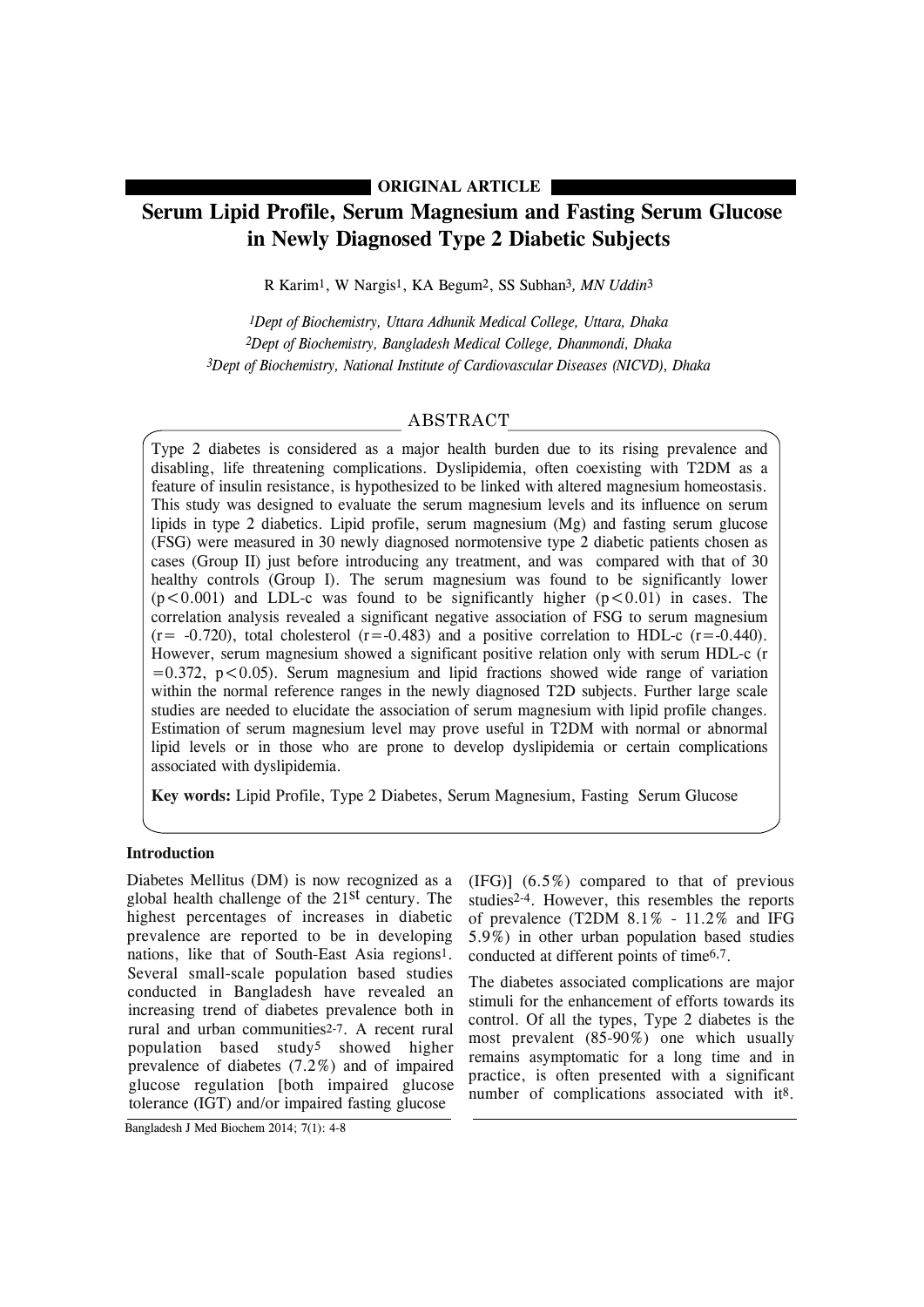**ORIGINAL ARTICLE**

# Serum Lipid Profile, Serum Magnesium and Fasting Serum Glucose in Newly Diagnosed Type 2 Diabetic Subjects

R Karim[1], W Nargis[1], KA Begum[2], SS Subhan[3], *MN Uddin*[3]

*[1]Dept of Biochemistry, Uttara Adhunik Medical College, Uttara, Dhaka*
*[2]Dept of Biochemistry, Bangladesh Medical College, Dhanmondi, Dhaka*
*[3]Dept of Biochemistry, National Institute of Cardiovascular Diseases (NICVD), Dhaka*

## ABSTRACT

Type 2 diabetes is considered as a major health burden due to its rising prevalence and disabling, life threatening complications. Dyslipidemia, often coexisting with T2DM as a feature of insulin resistance, is hypothesized to be linked with altered magnesium homeostasis. This study was designed to evaluate the serum magnesium levels and its influence on serum lipids in type 2 diabetics. Lipid profile, serum magnesium (Mg) and fasting serum glucose (FSG) were measured in 30 newly diagnosed normotensive type 2 diabetic patients chosen as cases (Group II) just before introducing any treatment, and was compared with that of 30 healthy controls (Group I). The serum magnesium was found to be significantly lower ($p<0.001$) and LDL-c was found to be significantly higher ($p<0.01$) in cases. The correlation analysis revealed a significant negative association of FSG to serum magnesium ($r= -0.720$), total cholesterol ($r=-0.483$) and a positive correlation to HDL-c ($r=-0.440$). However, serum magnesium showed a significant positive relation only with serum HDL-c ($r =0.372$, $p<0.05$). Serum magnesium and lipid fractions showed wide range of variation within the normal reference ranges in the newly diagnosed T2D subjects. Further large scale studies are needed to elucidate the association of serum magnesium with lipid profile changes. Estimation of serum magnesium level may prove useful in T2DM with normal or abnormal lipid levels or in those who are prone to develop dyslipidemia or certain complications associated with dyslipidemia.

**Key words:** Lipid Profile, Type 2 Diabetes, Serum Magnesium, Fasting Serum Glucose

### Introduction

Diabetes Mellitus (DM) is now recognized as a global health challenge of the 21$^{st}$ century. The highest percentages of increases in diabetic prevalence are reported to be in developing nations, like that of South-East Asia regions[1]. Several small-scale population based studies conducted in Bangladesh have revealed an increasing trend of diabetes prevalence both in rural and urban communities[2-7]. A recent rural population based study[5] showed higher prevalence of diabetes (7.2%) and of impaired glucose regulation [both impaired glucose tolerance (IGT) and/or impaired fasting glucose (IFG)] (6.5%) compared to that of previous studies[2-4]. However, this resembles the reports of prevalence (T2DM 8.1% - 11.2% and IFG 5.9%) in other urban population based studies conducted at different points of time[6,7].

The diabetes associated complications are major stimuli for the enhancement of efforts towards its control. Of all the types, Type 2 diabetes is the most prevalent (85-90%) one which usually remains asymptomatic for a long time and in practice, is often presented with a significant number of complications associated with it[8].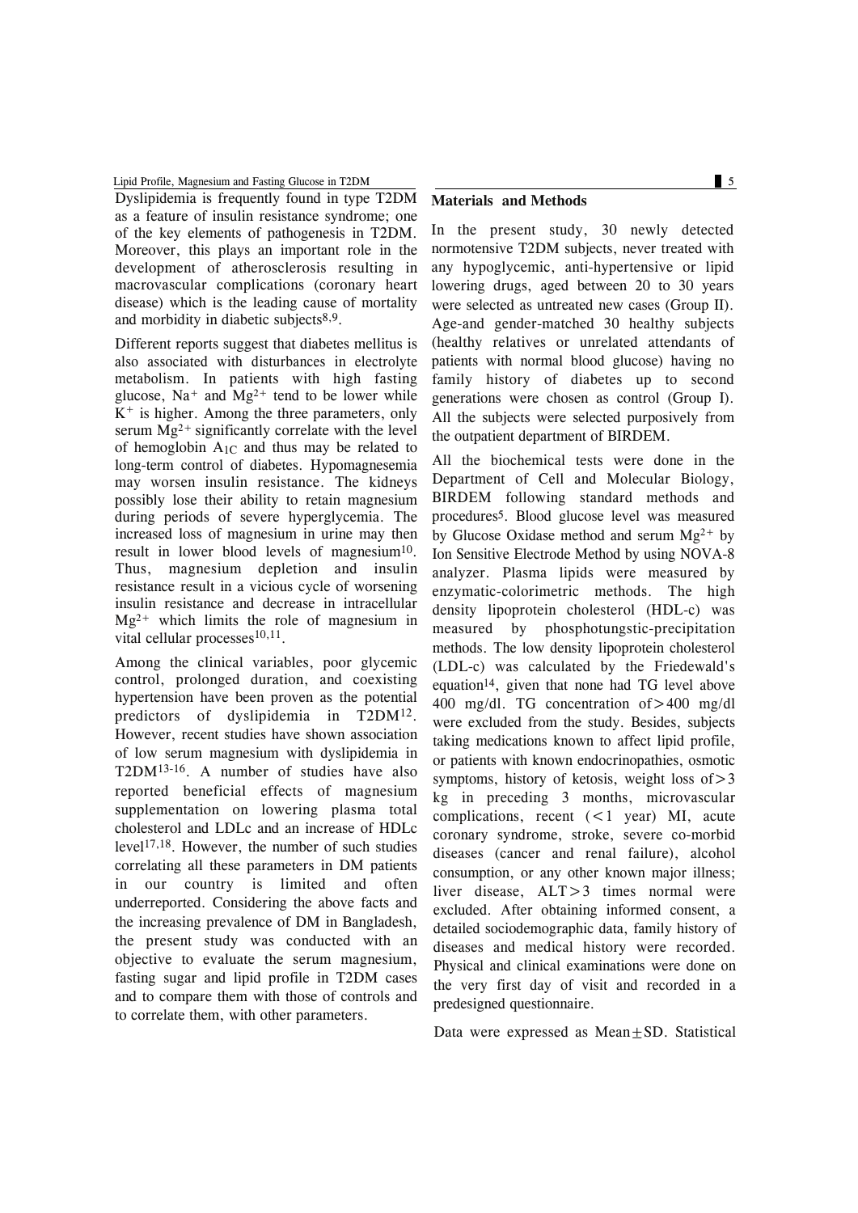Dyslipidemia is frequently found in type T2DM as a feature of insulin resistance syndrome; one of the key elements of pathogenesis in T2DM. Moreover, this plays an important role in the development of atherosclerosis resulting in macrovascular complications (coronary heart disease) which is the leading cause of mortality and morbidity in diabetic subjects[8,9].

Different reports suggest that diabetes mellitus is also associated with disturbances in electrolyte metabolism. In patients with high fasting glucose, $Na^{+}$ and $Mg^{2+}$ tend to be lower while $K^{+}$ is higher. Among the three parameters, only serum $Mg^{2+}$ significantly correlate with the level of hemoglobin $A_{1C}$ and thus may be related to long-term control of diabetes. Hypomagnesemia may worsen insulin resistance. The kidneys possibly lose their ability to retain magnesium during periods of severe hyperglycemia. The increased loss of magnesium in urine may then result in lower blood levels of magnesium[10]. Thus, magnesium depletion and insulin resistance result in a vicious cycle of worsening insulin resistance and decrease in intracellular $Mg^{2+}$ which limits the role of magnesium in vital cellular processes[10,11].

Among the clinical variables, poor glycemic control, prolonged duration, and coexisting hypertension have been proven as the potential predictors of dyslipidemia in T2DM[12]. However, recent studies have shown association of low serum magnesium with dyslipidemia in T2DM[13-16]. A number of studies have also reported beneficial effects of magnesium supplementation on lowering plasma total cholesterol and LDLc and an increase of HDLc level[17,18]. However, the number of such studies correlating all these parameters in DM patients in our country is limited and often underreported. Considering the above facts and the increasing prevalence of DM in Bangladesh, the present study was conducted with an objective to evaluate the serum magnesium, fasting sugar and lipid profile in T2DM cases and to compare them with those of controls and to correlate them, with other parameters.

## Materials and Methods

In the present study, 30 newly detected normotensive T2DM subjects, never treated with any hypoglycemic, anti-hypertensive or lipid lowering drugs, aged between 20 to 30 years were selected as untreated new cases (Group II). Age-and gender-matched 30 healthy subjects (healthy relatives or unrelated attendants of patients with normal blood glucose) having no family history of diabetes up to second generations were chosen as control (Group I). All the subjects were selected purposively from the outpatient department of BIRDEM.

All the biochemical tests were done in the Department of Cell and Molecular Biology, BIRDEM following standard methods and procedures[5]. Blood glucose level was measured by Glucose Oxidase method and serum $Mg^{2+}$ by Ion Sensitive Electrode Method by using NOVA-8 analyzer. Plasma lipids were measured by enzymatic-colorimetric methods. The high density lipoprotein cholesterol (HDL-c) was measured by phosphotungstic-precipitation methods. The low density lipoprotein cholesterol (LDL-c) was calculated by the Friedewald's equation[14], given that none had TG level above 400 mg/dl. TG concentration of $>400$ mg/dl were excluded from the study. Besides, subjects taking medications known to affect lipid profile, or patients with known endocrinopathies, osmotic symptoms, history of ketosis, weight loss of $>3$ kg in preceding 3 months, microvascular complications, recent ($<1$ year) MI, acute coronary syndrome, stroke, severe co-morbid diseases (cancer and renal failure), alcohol consumption, or any other known major illness; liver disease, ALT$>3$ times normal were excluded. After obtaining informed consent, a detailed sociodemographic data, family history of diseases and medical history were recorded. Physical and clinical examinations were done on the very first day of visit and recorded in a predesigned questionnaire.

Data were expressed as Mean$\pm$SD. Statistical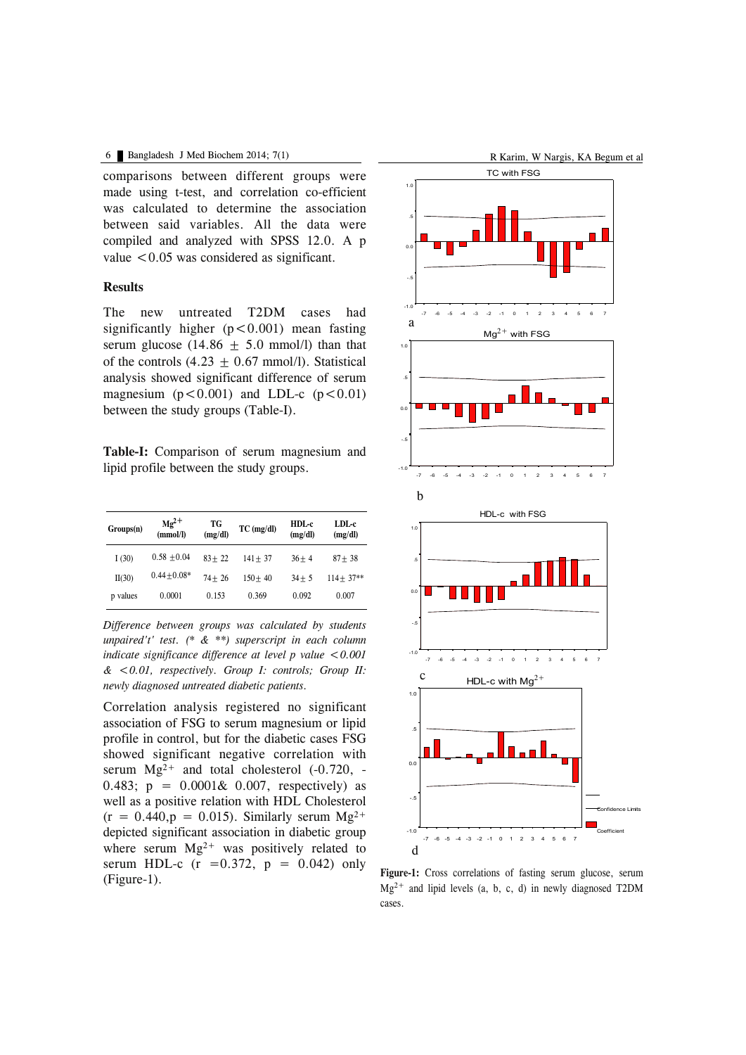comparisons between different groups were made using t-test, and correlation co-efficient was calculated to determine the association between said variables. All the data were compiled and analyzed with SPSS 12.0. A p value $< 0.05$ was considered as significant.

## Results

The new untreated T2DM cases had significantly higher ($p < 0.001$) mean fasting serum glucose ($14.86 \pm 5.0$ mmol/l) than that of the controls ($4.23 \pm 0.67$ mmol/l). Statistical analysis showed significant difference of serum magnesium ($p < 0.001$) and LDL-c ($p < 0.01$) between the study groups (Table-I).

**Table-I:** Comparison of serum magnesium and lipid profile between the study groups.

| Groups(n) | $Mg^{2+}$ (mmol/l) | TG (mg/dl) | TC (mg/dl) | HDL-c (mg/dl) | LDL-c (mg/dl) |
|---|---|---|---|---|---|
| I (30) | $0.58 \pm 0.04$ | $83 \pm 22$ | $141 \pm 37$ | $36 \pm 4$ | $87 \pm 38$ |
| II(30) | $0.44 \pm 0.08$* | $74 \pm 26$ | $150 \pm 40$ | $34 \pm 5$ | $114 \pm 37$** |
| p values | 0.0001 | 0.153 | 0.369 | 0.092 | 0.007 |

*Difference between groups was calculated by students unpaired't' test. (* & **) superscript in each column indicate significance difference at level p value < 0.001 & < 0.01, respectively. Group I: controls; Group II: newly diagnosed untreated diabetic patients.*

Correlation analysis registered no significant association of FSG to serum magnesium or lipid profile in control, but for the diabetic cases FSG showed significant negative correlation with serum $Mg^{2+}$ and total cholesterol (-0.720, -0.483; p = 0.0001& 0.007, respectively) as well as a positive relation with HDL Cholesterol ($r = 0.440, p = 0.015$). Similarly serum $Mg^{2+}$ depicted significant association in diabetic group where serum $Mg^{2+}$ was positively related to serum HDL-c ($r = 0.372$, $p = 0.042$) only (Figure-1).

TC with FSG

a

$Mg^{2+}$ with FSG

b

HDL-c with FSG

c

HDL-c with $Mg^{2+}$

d

Confidence Limits

Coefficient

**Figure-1:** Cross correlations of fasting serum glucose, serum $Mg^{2+}$ and lipid levels (a, b, c, d) in newly diagnosed T2DM cases.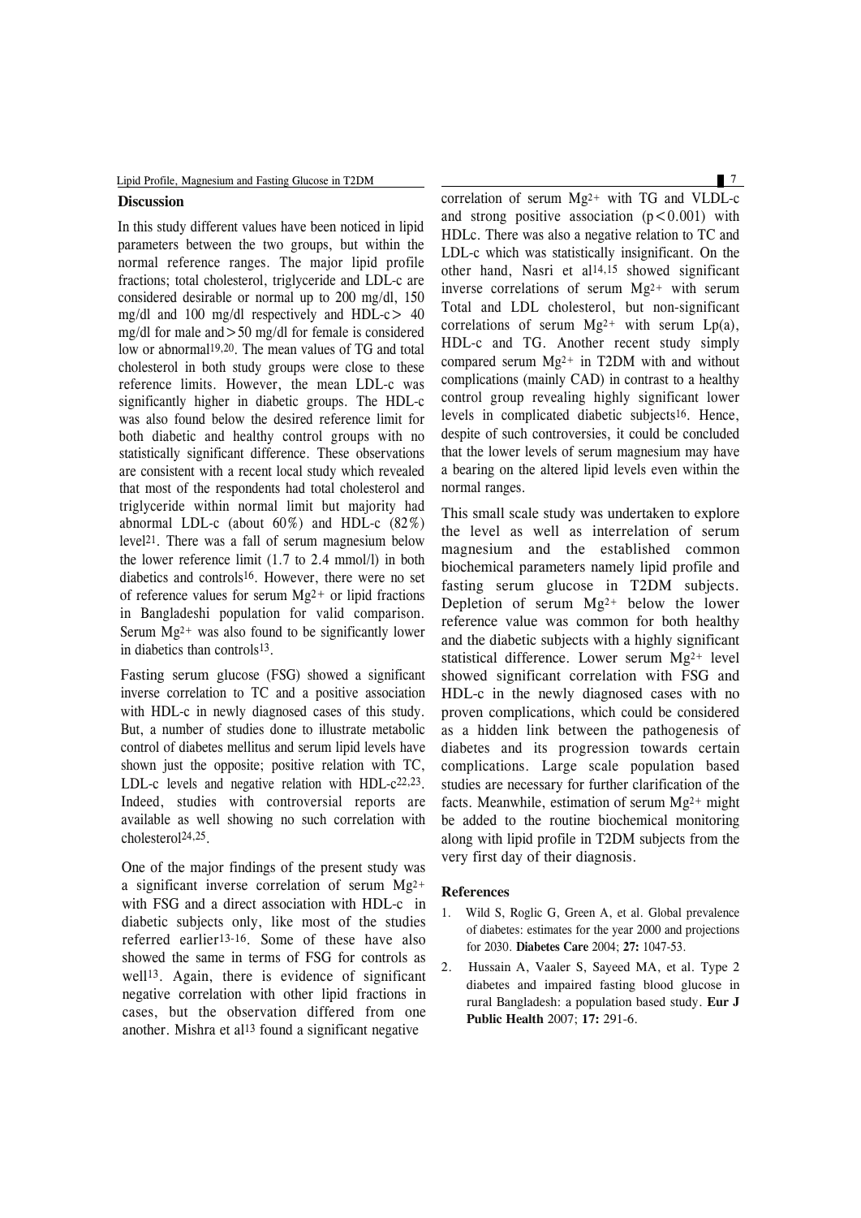## Discussion

In this study different values have been noticed in lipid parameters between the two groups, but within the normal reference ranges. The major lipid profile fractions; total cholesterol, triglyceride and LDL-c are considered desirable or normal up to 200 mg/dl, 150 mg/dl and 100 mg/dl respectively and HDL-c $>$ 40 mg/dl for male and $>$50 mg/dl for female is considered low or abnormal[19,20]. The mean values of TG and total cholesterol in both study groups were close to these reference limits. However, the mean LDL-c was significantly higher in diabetic groups. The HDL-c was also found below the desired reference limit for both diabetic and healthy control groups with no statistically significant difference. These observations are consistent with a recent local study which revealed that most of the respondents had total cholesterol and triglyceride within normal limit but majority had abnormal LDL-c (about 60%) and HDL-c (82%) level[21]. There was a fall of serum magnesium below the lower reference limit (1.7 to 2.4 mmol/l) in both diabetics and controls[16]. However, there were no set of reference values for serum $Mg^{2+}$ or lipid fractions in Bangladeshi population for valid comparison. Serum $Mg^{2+}$ was also found to be significantly lower in diabetics than controls[13].

Fasting serum glucose (FSG) showed a significant inverse correlation to TC and a positive association with HDL-c in newly diagnosed cases of this study. But, a number of studies done to illustrate metabolic control of diabetes mellitus and serum lipid levels have shown just the opposite; positive relation with TC, LDL-c levels and negative relation with HDL-c[22,23]. Indeed, studies with controversial reports are available as well showing no such correlation with cholesterol[24,25].

One of the major findings of the present study was a significant inverse correlation of serum $Mg^{2+}$ with FSG and a direct association with HDL-c in diabetic subjects only, like most of the studies referred earlier[13-16]. Some of these have also showed the same in terms of FSG for controls as well[13]. Again, there is evidence of significant negative correlation with other lipid fractions in cases, but the observation differed from one another. Mishra et al[13] found a significant negative correlation of serum $Mg^{2+}$ with TG and VLDL-c and strong positive association ($p<0.001$) with HDLc. There was also a negative relation to TC and LDL-c which was statistically insignificant. On the other hand, Nasri et al[14,15] showed significant inverse correlations of serum $Mg^{2+}$ with serum Total and LDL cholesterol, but non-significant correlations of serum $Mg^{2+}$ with serum Lp(a), HDL-c and TG. Another recent study simply compared serum $Mg^{2+}$ in T2DM with and without complications (mainly CAD) in contrast to a healthy control group revealing highly significant lower levels in complicated diabetic subjects[16]. Hence, despite of such controversies, it could be concluded that the lower levels of serum magnesium may have a bearing on the altered lipid levels even within the normal ranges.

This small scale study was undertaken to explore the level as well as interrelation of serum magnesium and the established common biochemical parameters namely lipid profile and fasting serum glucose in T2DM subjects. Depletion of serum $Mg^{2+}$ below the lower reference value was common for both healthy and the diabetic subjects with a highly significant statistical difference. Lower serum $Mg^{2+}$ level showed significant correlation with FSG and HDL-c in the newly diagnosed cases with no proven complications, which could be considered as a hidden link between the pathogenesis of diabetes and its progression towards certain complications. Large scale population based studies are necessary for further clarification of the facts. Meanwhile, estimation of serum $Mg^{2+}$ might be added to the routine biochemical monitoring along with lipid profile in T2DM subjects from the very first day of their diagnosis.

## References

1. Wild S, Roglic G, Green A, et al. Global prevalence of diabetes: estimates for the year 2000 and projections for 2030. **Diabetes Care** 2004; **27:** 1047-53.
2. Hussain A, Vaaler S, Sayeed MA, et al. Type 2 diabetes and impaired fasting blood glucose in rural Bangladesh: a population based study. **Eur J Public Health** 2007; **17:** 291-6.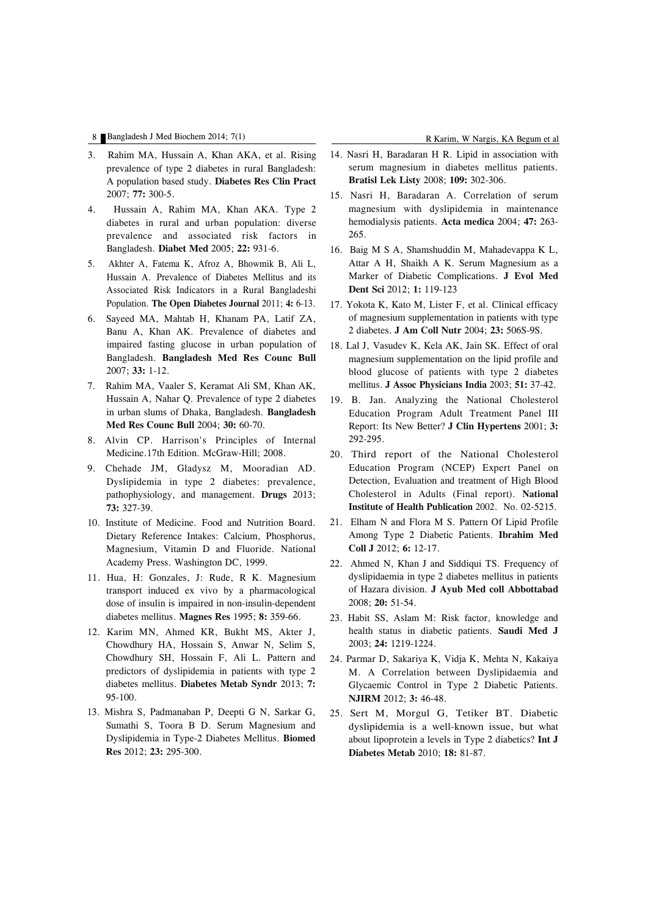3. Rahim MA, Hussain A, Khan AKA, et al. Rising prevalence of type 2 diabetes in rural Bangladesh: A population based study. **Diabetes Res Clin Pract** 2007; **77:** 300-5.
4. Hussain A, Rahim MA, Khan AKA. Type 2 diabetes in rural and urban population: diverse prevalence and associated risk factors in Bangladesh. **Diabet Med** 2005; **22:** 931-6.
5. Akhter A, Fatema K, Afroz A, Bhowmik B, Ali L, Hussain A. Prevalence of Diabetes Mellitus and its Associated Risk Indicators in a Rural Bangladeshi Population. **The Open Diabetes Journal** 2011; **4:** 6-13.
6. Sayeed MA, Mahtab H, Khanam PA, Latif ZA, Banu A, Khan AK. Prevalence of diabetes and impaired fasting glucose in urban population of Bangladesh. **Bangladesh Med Res Counc Bull** 2007; **33:** 1-12.
7. Rahim MA, Vaaler S, Keramat Ali SM, Khan AK, Hussain A, Nahar Q. Prevalence of type 2 diabetes in urban slums of Dhaka, Bangladesh. **Bangladesh Med Res Counc Bull** 2004; **30:** 60-70.
8. Alvin CP. Harrison's Principles of Internal Medicine.17th Edition. McGraw-Hill; 2008.
9. Chehade JM, Gladysz M, Mooradian AD. Dyslipidemia in type 2 diabetes: prevalence, pathophysiology, and management. **Drugs** 2013; **73:** 327-39.
10. Institute of Medicine. Food and Nutrition Board. Dietary Reference Intakes: Calcium, Phosphorus, Magnesium, Vitamin D and Fluoride. National Academy Press. Washington DC, 1999.
11. Hua, H: Gonzales, J: Rude, R K. Magnesium transport induced ex vivo by a pharmacological dose of insulin is impaired in non-insulin-dependent diabetes mellitus. **Magnes Res** 1995; **8:** 359-66.
12. Karim MN, Ahmed KR, Bukht MS, Akter J, Chowdhury HA, Hossain S, Anwar N, Selim S, Chowdhury SH, Hossain F, Ali L. Pattern and predictors of dyslipidemia in patients with type 2 diabetes mellitus. **Diabetes Metab Syndr** 2013; **7:** 95-100.
13. Mishra S, Padmanaban P, Deepti G N, Sarkar G, Sumathi S, Toora B D. Serum Magnesium and Dyslipidemia in Type-2 Diabetes Mellitus. **Biomed Res** 2012; **23:** 295-300.
14. Nasri H, Baradaran H R. Lipid in association with serum magnesium in diabetes mellitus patients. **Bratisl Lek Listy** 2008; **109:** 302-306.
15. Nasri H, Baradaran A. Correlation of serum magnesium with dyslipidemia in maintenance hemodialysis patients. **Acta medica** 2004; **47:** 263-265.
16. Baig M S A, Shamshuddin M, Mahadevappa K L, Attar A H, Shaikh A K. Serum Magnesium as a Marker of Diabetic Complications. **J Evol Med Dent Sci** 2012; **1:** 119-123
17. Yokota K, Kato M, Lister F, et al. Clinical efficacy of magnesium supplementation in patients with type 2 diabetes. **J Am Coll Nutr** 2004; **23:** 506S-9S.
18. Lal J, Vasudev K, Kela AK, Jain SK. Effect of oral magnesium supplementation on the lipid profile and blood glucose of patients with type 2 diabetes mellitus. **J Assoc Physicians India** 2003; **51:** 37-42.
19. B. Jan. Analyzing the National Cholesterol Education Program Adult Treatment Panel III Report: Its New Better? **J Clin Hypertens** 2001; **3:** 292-295.
20. Third report of the National Cholesterol Education Program (NCEP) Expert Panel on Detection, Evaluation and treatment of High Blood Cholesterol in Adults (Final report). **National Institute of Health Publication** 2002. No. 02-5215.
21. Elham N and Flora M S. Pattern Of Lipid Profile Among Type 2 Diabetic Patients. **Ibrahim Med Coll J** 2012; **6:** 12-17.
22. Ahmed N, Khan J and Siddiqui TS. Frequency of dyslipidaemia in type 2 diabetes mellitus in patients of Hazara division. **J Ayub Med coll Abbottabad** 2008; **20:** 51-54.
23. Habit SS, Aslam M: Risk factor, knowledge and health status in diabetic patients. **Saudi Med J** 2003; **24:** 1219-1224.
24. Parmar D, Sakariya K, Vidja K, Mehta N, Kakaiya M. A Correlation between Dyslipidaemia and Glycaemic Control in Type 2 Diabetic Patients. **NJIRM** 2012; **3:** 46-48.
25. Sert M, Morgul G, Tetiker BT. Diabetic dyslipidemia is a well-known issue, but what about lipoprotein a levels in Type 2 diabetics? **Int J Diabetes Metab** 2010; **18:** 81-87.